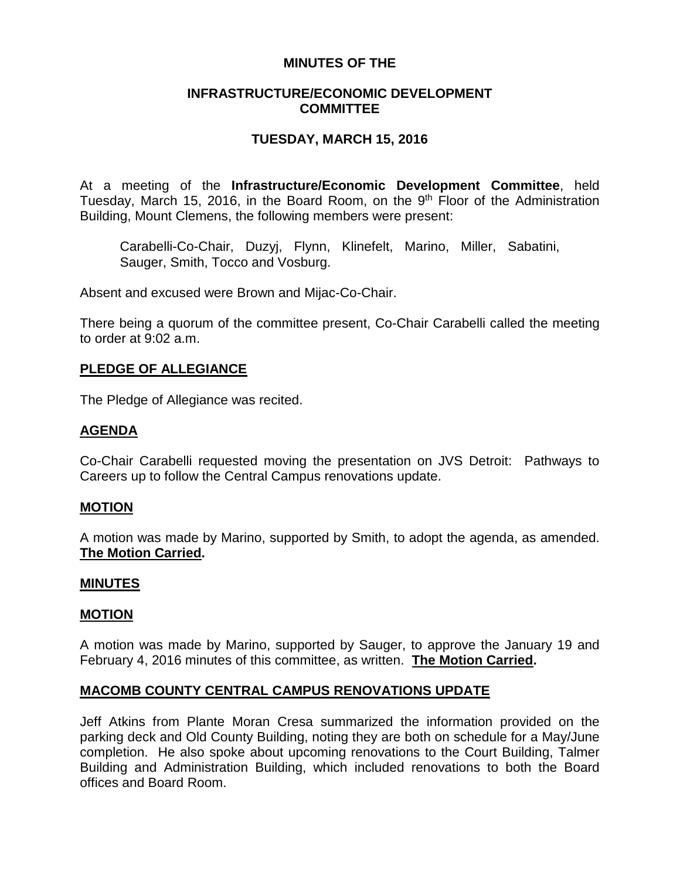# MINUTES OF THE

## INFRASTRUCTURE/ECONOMIC DEVELOPMENT COMMITTEE

## TUESDAY, MARCH 15, 2016

At a meeting of the **Infrastructure/Economic Development Committee**, held Tuesday, March 15, 2016, in the Board Room, on the 9th Floor of the Administration Building, Mount Clemens, the following members were present:

> Carabelli-Co-Chair, Duzyj, Flynn, Klinefelt, Marino, Miller, Sabatini, Sauger, Smith, Tocco and Vosburg.

Absent and excused were Brown and Mijac-Co-Chair.

There being a quorum of the committee present, Co-Chair Carabelli called the meeting to order at 9:02 a.m.

### PLEDGE OF ALLEGIANCE

The Pledge of Allegiance was recited.

### AGENDA

Co-Chair Carabelli requested moving the presentation on JVS Detroit: Pathways to Careers up to follow the Central Campus renovations update.

### MOTION

A motion was made by Marino, supported by Smith, to adopt the agenda, as amended. **The Motion Carried.**

### MINUTES

### MOTION

A motion was made by Marino, supported by Sauger, to approve the January 19 and February 4, 2016 minutes of this committee, as written. **The Motion Carried.**

### MACOMB COUNTY CENTRAL CAMPUS RENOVATIONS UPDATE

Jeff Atkins from Plante Moran Cresa summarized the information provided on the parking deck and Old County Building, noting they are both on schedule for a May/June completion. He also spoke about upcoming renovations to the Court Building, Talmer Building and Administration Building, which included renovations to both the Board offices and Board Room.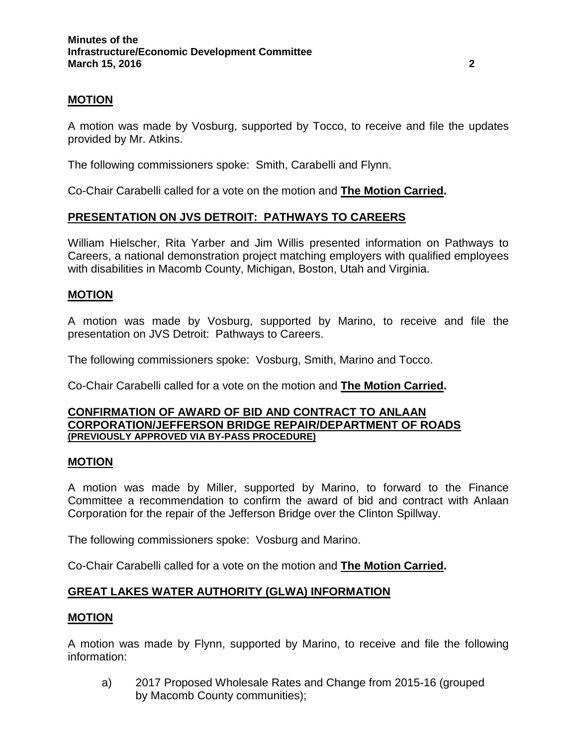**MOTION**

A motion was made by Vosburg, supported by Tocco, to receive and file the updates provided by Mr. Atkins.

The following commissioners spoke: Smith, Carabelli and Flynn.

Co-Chair Carabelli called for a vote on the motion and **The Motion Carried.**

## PRESENTATION ON JVS DETROIT: PATHWAYS TO CAREERS

William Hielscher, Rita Yarber and Jim Willis presented information on Pathways to Careers, a national demonstration project matching employers with qualified employees with disabilities in Macomb County, Michigan, Boston, Utah and Virginia.

**MOTION**

A motion was made by Vosburg, supported by Marino, to receive and file the presentation on JVS Detroit: Pathways to Careers.

The following commissioners spoke: Vosburg, Smith, Marino and Tocco.

Co-Chair Carabelli called for a vote on the motion and **The Motion Carried.**

## CONFIRMATION OF AWARD OF BID AND CONTRACT TO ANLAAN CORPORATION/JEFFERSON BRIDGE REPAIR/DEPARTMENT OF ROADS (PREVIOUSLY APPROVED VIA BY-PASS PROCEDURE)

**MOTION**

A motion was made by Miller, supported by Marino, to forward to the Finance Committee a recommendation to confirm the award of bid and contract with Anlaan Corporation for the repair of the Jefferson Bridge over the Clinton Spillway.

The following commissioners spoke: Vosburg and Marino.

Co-Chair Carabelli called for a vote on the motion and **The Motion Carried.**

## GREAT LAKES WATER AUTHORITY (GLWA) INFORMATION

**MOTION**

A motion was made by Flynn, supported by Marino, to receive and file the following information:

a) 2017 Proposed Wholesale Rates and Change from 2015-16 (grouped by Macomb County communities);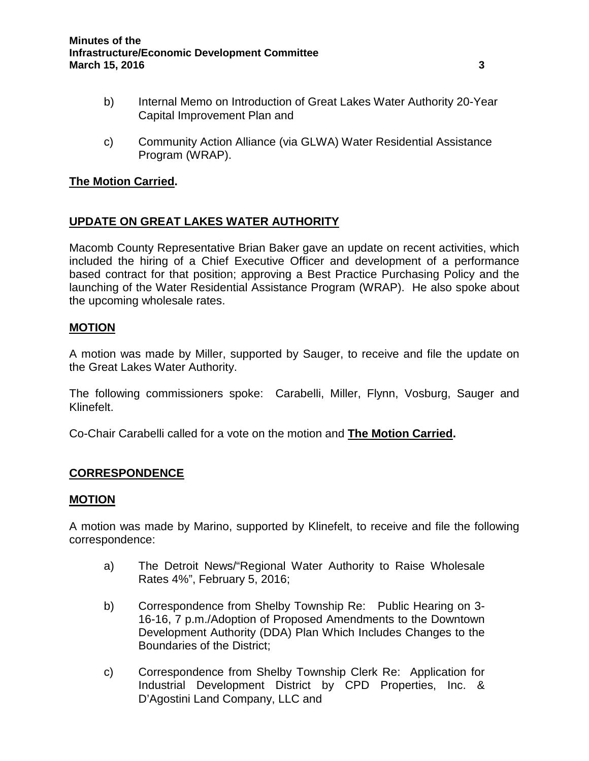b) Internal Memo on Introduction of Great Lakes Water Authority 20-Year Capital Improvement Plan and

c) Community Action Alliance (via GLWA) Water Residential Assistance Program (WRAP).

**The Motion Carried.**

## UPDATE ON GREAT LAKES WATER AUTHORITY

Macomb County Representative Brian Baker gave an update on recent activities, which included the hiring of a Chief Executive Officer and development of a performance based contract for that position; approving a Best Practice Purchasing Policy and the launching of the Water Residential Assistance Program (WRAP). He also spoke about the upcoming wholesale rates.

### MOTION

A motion was made by Miller, supported by Sauger, to receive and file the update on the Great Lakes Water Authority.

The following commissioners spoke: Carabelli, Miller, Flynn, Vosburg, Sauger and Klinefelt.

Co-Chair Carabelli called for a vote on the motion and **The Motion Carried.**

## CORRESPONDENCE

### MOTION

A motion was made by Marino, supported by Klinefelt, to receive and file the following correspondence:

a) The Detroit News/"Regional Water Authority to Raise Wholesale Rates 4%", February 5, 2016;

b) Correspondence from Shelby Township Re: Public Hearing on 3-16-16, 7 p.m./Adoption of Proposed Amendments to the Downtown Development Authority (DDA) Plan Which Includes Changes to the Boundaries of the District;

c) Correspondence from Shelby Township Clerk Re: Application for Industrial Development District by CPD Properties, Inc. & D'Agostini Land Company, LLC and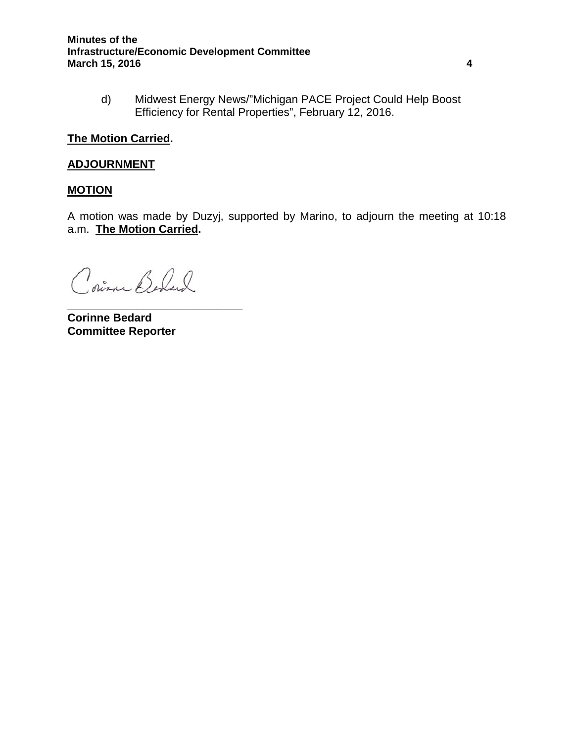d) Midwest Energy News/"Michigan PACE Project Could Help Boost Efficiency for Rental Properties", February 12, 2016.

**The Motion Carried.**

**ADJOURNMENT**

**MOTION**

A motion was made by Duzyj, supported by Marino, to adjourn the meeting at 10:18 a.m. **The Motion Carried.**

Corinne Bedard

\_\_\_\_\_\_\_\_\_\_\_\_\_\_\_\_\_\_\_\_\_\_\_\_\_\_\_\_\_\_

**Corinne Bedard**
**Committee Reporter**